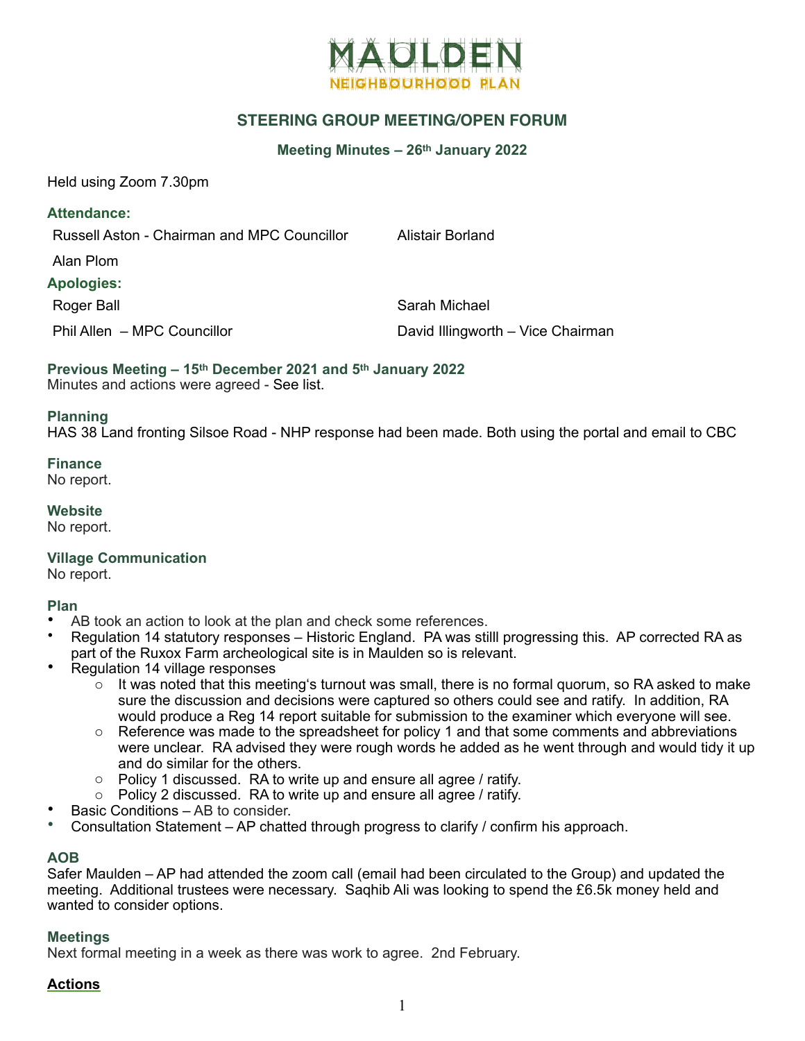# MAULDEN

NEIGHBOURHOOD PLAN

## STEERING GROUP MEETING/OPEN FORUM

### Meeting Minutes – 26th January 2022

Held using Zoom 7.30pm

**Attendance:**

Russell Aston - Chairman and MPC Councillor
Alistair Borland
Alan Plom

**Apologies:**

Roger Ball
Sarah Michael
Phil Allen – MPC Councillor
David Illingworth – Vice Chairman

**Previous Meeting – 15th December 2021 and 5th January 2022**
Minutes and actions were agreed - See list.

**Planning**
HAS 38 Land fronting Silsoe Road - NHP response had been made. Both using the portal and email to CBC

**Finance**
No report.

**Website**
No report.

**Village Communication**
No report.

**Plan**

- AB took an action to look at the plan and check some references.
- Regulation 14 statutory responses – Historic England. PA was stilll progressing this. AP corrected RA as part of the Ruxox Farm archeological site is in Maulden so is relevant.
- Regulation 14 village responses
    - It was noted that this meeting's turnout was small, there is no formal quorum, so RA asked to make sure the discussion and decisions were captured so others could see and ratify. In addition, RA would produce a Reg 14 report suitable for submission to the examiner which everyone will see.
    - Reference was made to the spreadsheet for policy 1 and that some comments and abbreviations were unclear. RA advised they were rough words he added as he went through and would tidy it up and do similar for the others.
    - Policy 1 discussed. RA to write up and ensure all agree / ratify.
    - Policy 2 discussed. RA to write up and ensure all agree / ratify.
- Basic Conditions – AB to consider.
- Consultation Statement – AP chatted through progress to clarify / confirm his approach.

**AOB**
Safer Maulden – AP had attended the zoom call (email had been circulated to the Group) and updated the meeting. Additional trustees were necessary. Saqhib Ali was looking to spend the £6.5k money held and wanted to consider options.

**Meetings**
Next formal meeting in a week as there was work to agree. 2nd February.

**Actions**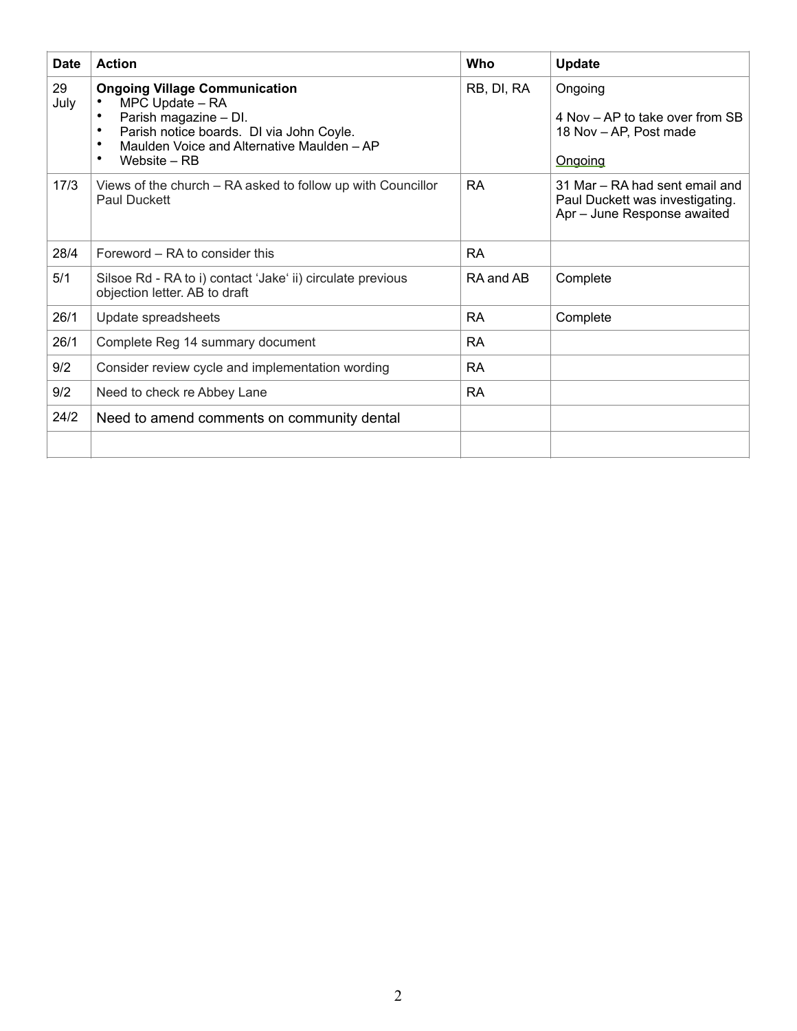| Date | Action | Who | Update |
| --- | --- | --- | --- |
| 29 July | **Ongoing Village Communication**<br>• MPC Update – RA<br>• Parish magazine – DI.<br>• Parish notice boards. DI via John Coyle.<br>• Maulden Voice and Alternative Maulden – AP<br>• Website – RB | RB, DI, RA | Ongoing<br><br>4 Nov – AP to take over from SB<br>18 Nov – AP, Post made<br><br>Ongoing |
| 17/3 | Views of the church – RA asked to follow up with Councillor Paul Duckett | RA | 31 Mar – RA had sent email and Paul Duckett was investigating.<br>Apr – June Response awaited |
| 28/4 | Foreword – RA to consider this | RA | |
| 5/1 | Silsoe Rd - RA to i) contact 'Jake' ii) circulate previous objection letter. AB to draft | RA and AB | Complete |
| 26/1 | Update spreadsheets | RA | Complete |
| 26/1 | Complete Reg 14 summary document | RA | |
| 9/2 | Consider review cycle and implementation wording | RA | |
| 9/2 | Need to check re Abbey Lane | RA | |
| 24/2 | Need to amend comments on community dental | | |
| | | | |